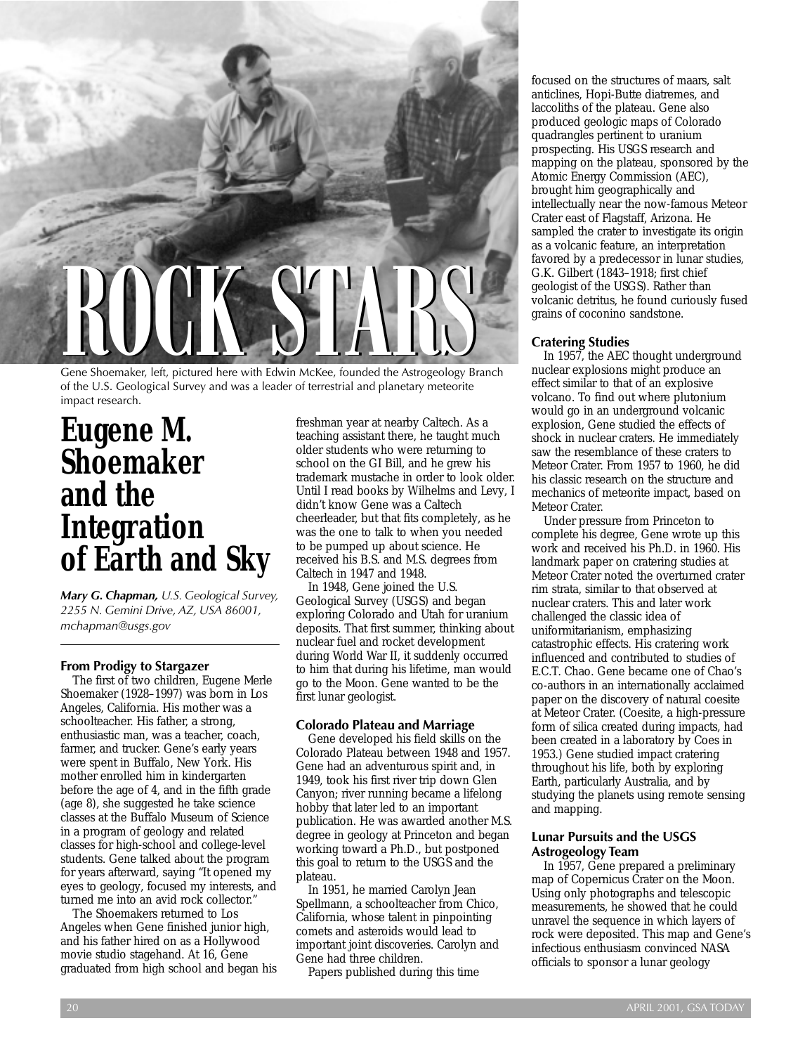# ROCK STARS

Gene Shoemaker, left, pictured here with Edwin McKee, founded the Astrogeology Branch of the U.S. Geological Survey and was a leader of terrestrial and planetary meteorite impact research.

## Eugene M. Shoemaker and the Integration of Earth and Sky

***Mary G. Chapman,*** *U.S. Geological Survey, 2255 N. Gemini Drive, AZ, USA 86001, mchapman@usgs.gov*

### From Prodigy to Stargazer

The first of two children, Eugene Merle Shoemaker (1928–1997) was born in Los Angeles, California. His mother was a schoolteacher. His father, a strong, enthusiastic man, was a teacher, coach, farmer, and trucker. Gene's early years were spent in Buffalo, New York. His mother enrolled him in kindergarten before the age of 4, and in the fifth grade (age 8), she suggested he take science classes at the Buffalo Museum of Science in a program of geology and related classes for high-school and college-level students. Gene talked about the program for years afterward, saying "It opened my eyes to geology, focused my interests, and turned me into an avid rock collector."

The Shoemakers returned to Los Angeles when Gene finished junior high, and his father hired on as a Hollywood movie studio stagehand. At 16, Gene graduated from high school and began his freshman year at nearby Caltech. As a teaching assistant there, he taught much older students who were returning to school on the GI Bill, and he grew his trademark mustache in order to look older. Until I read books by Wilhelms and Levy, I didn't know Gene was a Caltech cheerleader, but that fits completely, as he was the one to talk to when you needed to be pumped up about science. He received his B.S. and M.S. degrees from Caltech in 1947 and 1948.

In 1948, Gene joined the U.S. Geological Survey (USGS) and began exploring Colorado and Utah for uranium deposits. That first summer, thinking about nuclear fuel and rocket development during World War II, it suddenly occurred to him that during his lifetime, man would go to the Moon. Gene wanted to be the first lunar geologist.

### Colorado Plateau and Marriage

Gene developed his field skills on the Colorado Plateau between 1948 and 1957. Gene had an adventurous spirit and, in 1949, took his first river trip down Glen Canyon; river running became a lifelong hobby that later led to an important publication. He was awarded another M.S. degree in geology at Princeton and began working toward a Ph.D., but postponed this goal to return to the USGS and the plateau.

In 1951, he married Carolyn Jean Spellmann, a schoolteacher from Chico, California, whose talent in pinpointing comets and asteroids would lead to important joint discoveries. Carolyn and Gene had three children.

Papers published during this time focused on the structures of maars, salt anticlines, Hopi-Butte diatremes, and laccoliths of the plateau. Gene also produced geologic maps of Colorado quadrangles pertinent to uranium prospecting. His USGS research and mapping on the plateau, sponsored by the Atomic Energy Commission (AEC), brought him geographically and intellectually near the now-famous Meteor Crater east of Flagstaff, Arizona. He sampled the crater to investigate its origin as a volcanic feature, an interpretation favored by a predecessor in lunar studies, G.K. Gilbert (1843–1918; first chief geologist of the USGS). Rather than volcanic detritus, he found curiously fused grains of coconino sandstone.

### Cratering Studies

In 1957, the AEC thought underground nuclear explosions might produce an effect similar to that of an explosive volcano. To find out where plutonium would go in an underground volcanic explosion, Gene studied the effects of shock in nuclear craters. He immediately saw the resemblance of these craters to Meteor Crater. From 1957 to 1960, he did his classic research on the structure and mechanics of meteorite impact, based on Meteor Crater.

Under pressure from Princeton to complete his degree, Gene wrote up this work and received his Ph.D. in 1960. His landmark paper on cratering studies at Meteor Crater noted the overturned crater rim strata, similar to that observed at nuclear craters. This and later work challenged the classic idea of uniformitarianism, emphasizing catastrophic effects. His cratering work influenced and contributed to studies of E.C.T. Chao. Gene became one of Chao's co-authors in an internationally acclaimed paper on the discovery of natural coesite at Meteor Crater. (Coesite, a high-pressure form of silica created during impacts, had been created in a laboratory by Coes in 1953.) Gene studied impact cratering throughout his life, both by exploring Earth, particularly Australia, and by studying the planets using remote sensing and mapping.

### Lunar Pursuits and the USGS Astrogeology Team

In 1957, Gene prepared a preliminary map of Copernicus Crater on the Moon. Using only photographs and telescopic measurements, he showed that he could unravel the sequence in which layers of rock were deposited. This map and Gene's infectious enthusiasm convinced NASA officials to sponsor a lunar geology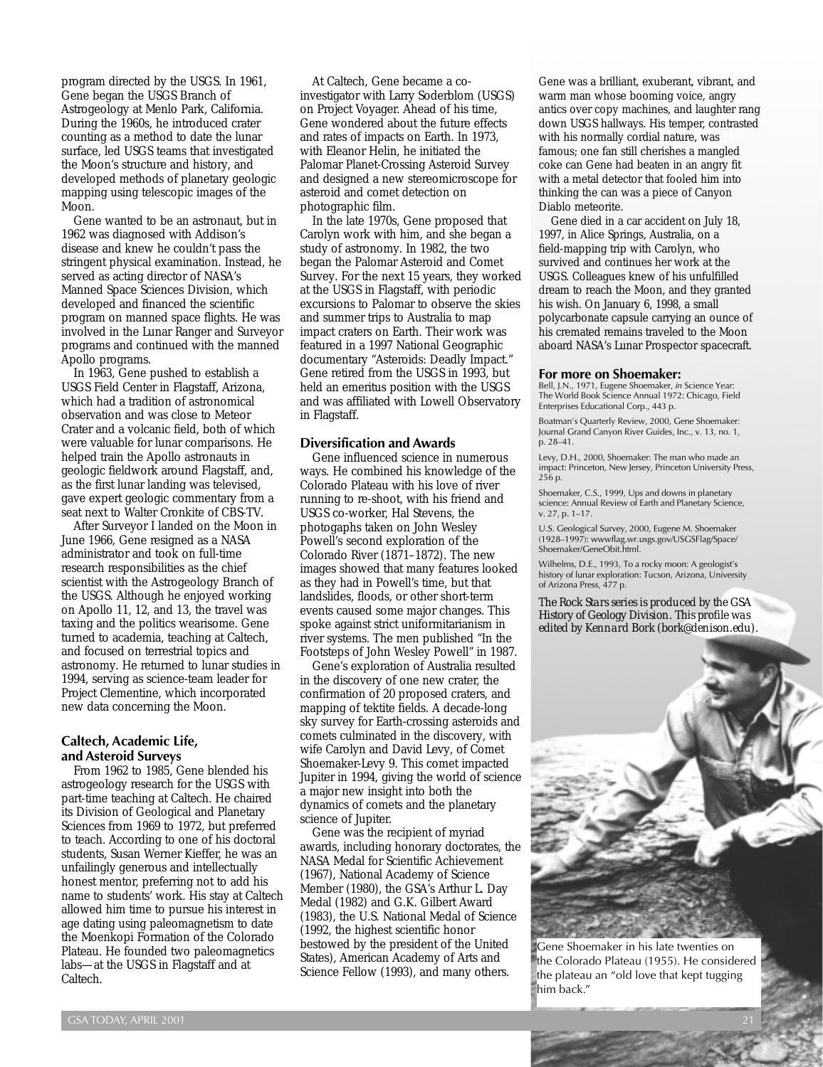program directed by the USGS. In 1961, Gene began the USGS Branch of Astrogeology at Menlo Park, California. During the 1960s, he introduced crater counting as a method to date the lunar surface, led USGS teams that investigated the Moon's structure and history, and developed methods of planetary geologic mapping using telescopic images of the Moon.

Gene wanted to be an astronaut, but in 1962 was diagnosed with Addison's disease and knew he couldn't pass the stringent physical examination. Instead, he served as acting director of NASA's Manned Space Sciences Division, which developed and financed the scientific program on manned space flights. He was involved in the Lunar Ranger and Surveyor programs and continued with the manned Apollo programs.

In 1963, Gene pushed to establish a USGS Field Center in Flagstaff, Arizona, which had a tradition of astronomical observation and was close to Meteor Crater and a volcanic field, both of which were valuable for lunar comparisons. He helped train the Apollo astronauts in geologic fieldwork around Flagstaff, and, as the first lunar landing was televised, gave expert geologic commentary from a seat next to Walter Cronkite of CBS-TV.

After Surveyor I landed on the Moon in June 1966, Gene resigned as a NASA administrator and took on full-time research responsibilities as the chief scientist with the Astrogeology Branch of the USGS. Although he enjoyed working on Apollo 11, 12, and 13, the travel was taxing and the politics wearisome. Gene turned to academia, teaching at Caltech, and focused on terrestrial topics and astronomy. He returned to lunar studies in 1994, serving as science-team leader for Project Clementine, which incorporated new data concerning the Moon.

### Caltech, Academic Life, and Asteroid Surveys

From 1962 to 1985, Gene blended his astrogeology research for the USGS with part-time teaching at Caltech. He chaired its Division of Geological and Planetary Sciences from 1969 to 1972, but preferred to teach. According to one of his doctoral students, Susan Werner Kieffer, he was an unfailingly generous and intellectually honest mentor, preferring not to add his name to students' work. His stay at Caltech allowed him time to pursue his interest in age dating using paleomagnetism to date the Moenkopi Formation of the Colorado Plateau. He founded two paleomagnetics labs—at the USGS in Flagstaff and at Caltech.

At Caltech, Gene became a co-investigator with Larry Soderblom (USGS) on Project Voyager. Ahead of his time, Gene wondered about the future effects and rates of impacts on Earth. In 1973, with Eleanor Helin, he initiated the Palomar Planet-Crossing Asteroid Survey and designed a new stereomicroscope for asteroid and comet detection on photographic film.

In the late 1970s, Gene proposed that Carolyn work with him, and she began a study of astronomy. In 1982, the two began the Palomar Asteroid and Comet Survey. For the next 15 years, they worked at the USGS in Flagstaff, with periodic excursions to Palomar to observe the skies and summer trips to Australia to map impact craters on Earth. Their work was featured in a 1997 National Geographic documentary "Asteroids: Deadly Impact." Gene retired from the USGS in 1993, but held an emeritus position with the USGS and was affiliated with Lowell Observatory in Flagstaff.

### Diversification and Awards

Gene influenced science in numerous ways. He combined his knowledge of the Colorado Plateau with his love of river running to re-shoot, with his friend and USGS co-worker, Hal Stevens, the photogaphs taken on John Wesley Powell's second exploration of the Colorado River (1871–1872). The new images showed that many features looked as they had in Powell's time, but that landslides, floods, or other short-term events caused some major changes. This spoke against strict uniformitarianism in river systems. The men published "In the Footsteps of John Wesley Powell" in 1987.

Gene's exploration of Australia resulted in the discovery of one new crater, the confirmation of 20 proposed craters, and mapping of tektite fields. A decade-long sky survey for Earth-crossing asteroids and comets culminated in the discovery, with wife Carolyn and David Levy, of Comet Shoemaker-Levy 9. This comet impacted Jupiter in 1994, giving the world of science a major new insight into both the dynamics of comets and the planetary science of Jupiter.

Gene was the recipient of myriad awards, including honorary doctorates, the NASA Medal for Scientific Achievement (1967), National Academy of Science Member (1980), the GSA's Arthur L. Day Medal (1982) and G.K. Gilbert Award (1983), the U.S. National Medal of Science (1992, the highest scientific honor bestowed by the president of the United States), American Academy of Arts and Science Fellow (1993), and many others.

Gene was a brilliant, exuberant, vibrant, and warm man whose booming voice, angry antics over copy machines, and laughter rang down USGS hallways. His temper, contrasted with his normally cordial nature, was famous; one fan still cherishes a mangled coke can Gene had beaten in an angry fit with a metal detector that fooled him into thinking the can was a piece of Canyon Diablo meteorite.

Gene died in a car accident on July 18, 1997, in Alice Springs, Australia, on a field-mapping trip with Carolyn, who survived and continues her work at the USGS. Colleagues knew of his unfulfilled dream to reach the Moon, and they granted his wish. On January 6, 1998, a small polycarbonate capsule carrying an ounce of his cremated remains traveled to the Moon aboard NASA's Lunar Prospector spacecraft.

### For more on Shoemaker:

Bell, J.N., 1971, Eugene Shoemaker, *in* Science Year: The World Book Science Annual 1972: Chicago, Field Enterprises Educational Corp., 443 p.

Boatman's Quarterly Review, 2000, Gene Shoemaker: Journal Grand Canyon River Guides, Inc., v. 13, no. 1, p. 28–41.

Levy, D.H., 2000, Shoemaker: The man who made an impact: Princeton, New Jersey, Princeton University Press, 256 p.

Shoemaker, C.S., 1999, Ups and downs in planetary science: Annual Review of Earth and Planetary Science, v. 27, p. 1–17.

U.S. Geological Survey, 2000, Eugene M. Shoemaker (1928–1997): wwwflag.wr.usgs.gov/USGSFlag/Space/Shoemaker/GeneObit.html.

Wilhelms, D.E., 1993, To a rocky moon: A geologist's history of lunar exploration: Tucson, Arizona, University of Arizona Press, 477 p.

*The Rock Stars series is produced by the GSA History of Geology Division. This profile was edited by Kennard Bork (bork@denison.edu).*

Gene Shoemaker in his late twenties on the Colorado Plateau (1955). He considered the plateau an "old love that kept tugging him back."